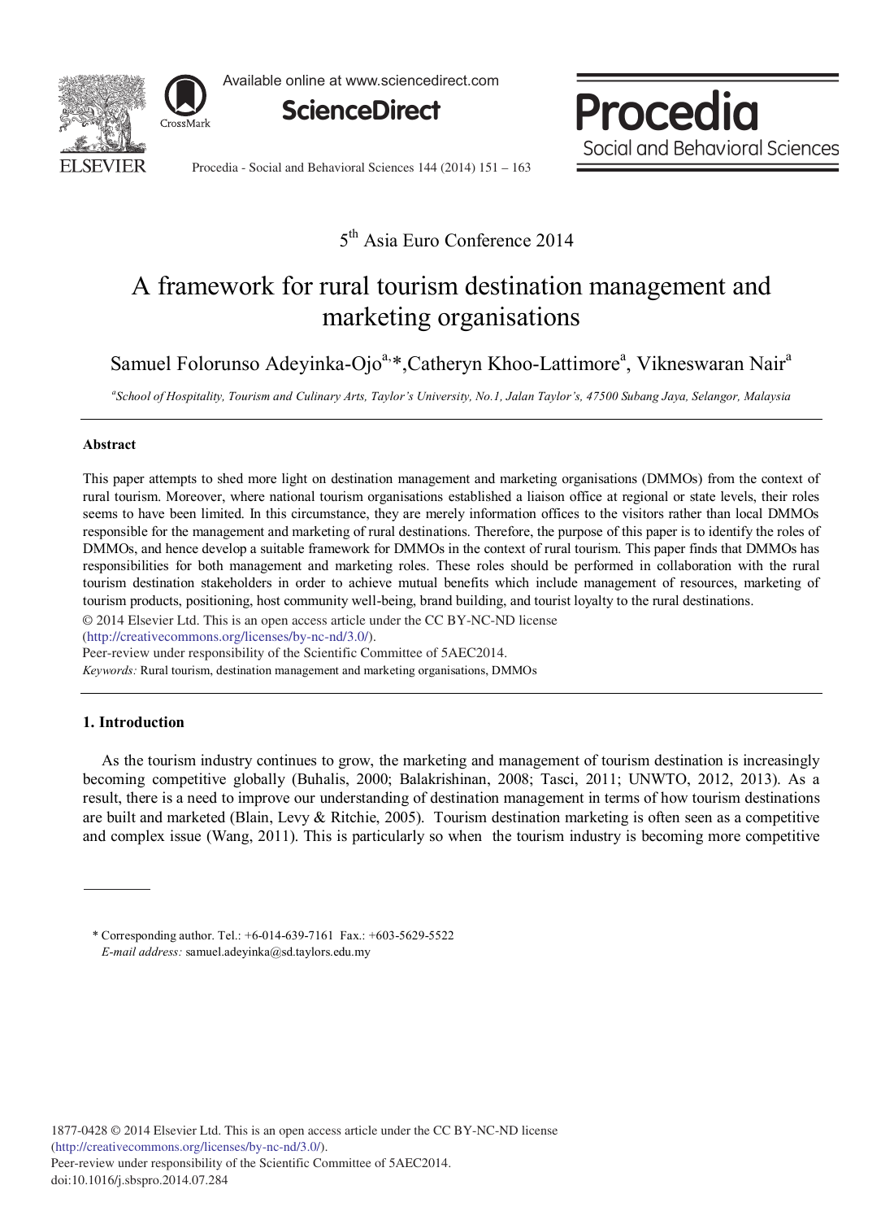5[th] Asia Euro Conference 2014

# A framework for rural tourism destination management and marketing organisations

Samuel Folorunso Adeyinka-Ojo[a,]*, Catheryn Khoo-Lattimore[a], Vikneswaran Nair[a]

[a]*School of Hospitality, Tourism and Culinary Arts, Taylor's University, No.1, Jalan Taylor's, 47500 Subang Jaya, Selangor, Malaysia*

---

**Abstract**

This paper attempts to shed more light on destination management and marketing organisations (DMMOs) from the context of rural tourism. Moreover, where national tourism organisations established a liaison office at regional or state levels, their roles seems to have been limited. In this circumstance, they are merely information offices to the visitors rather than local DMMOs responsible for the management and marketing of rural destinations. Therefore, the purpose of this paper is to identify the roles of DMMOs, and hence develop a suitable framework for DMMOs in the context of rural tourism. This paper finds that DMMOs has responsibilities for both management and marketing roles. These roles should be performed in collaboration with the rural tourism destination stakeholders in order to achieve mutual benefits which include management of resources, marketing of tourism products, positioning, host community well-being, brand building, and tourist loyalty to the rural destinations.

© 2014 Elsevier Ltd. This is an open access article under the CC BY-NC-ND license (http://creativecommons.org/licenses/by-nc-nd/3.0/).

Peer-review under responsibility of the Scientific Committee of 5AEC2014.

*Keywords:* Rural tourism, destination management and marketing organisations, DMMOs

---

## 1. Introduction

As the tourism industry continues to grow, the marketing and management of tourism destination is increasingly becoming competitive globally (Buhalis, 2000; Balakrishinan, 2008; Tasci, 2011; UNWTO, 2012, 2013). As a result, there is a need to improve our understanding of destination management in terms of how tourism destinations are built and marketed (Blain, Levy & Ritchie, 2005). Tourism destination marketing is often seen as a competitive and complex issue (Wang, 2011). This is particularly so when the tourism industry is becoming more competitive

---

\* Corresponding author. Tel.: +6-014-639-7161 Fax.: +603-5629-5522
*E-mail address:* samuel.adeyinka@sd.taylors.edu.my

1877-0428 © 2014 Elsevier Ltd. This is an open access article under the CC BY-NC-ND license (http://creativecommons.org/licenses/by-nc-nd/3.0/).
Peer-review under responsibility of the Scientific Committee of 5AEC2014.
doi:10.1016/j.sbspro.2014.07.284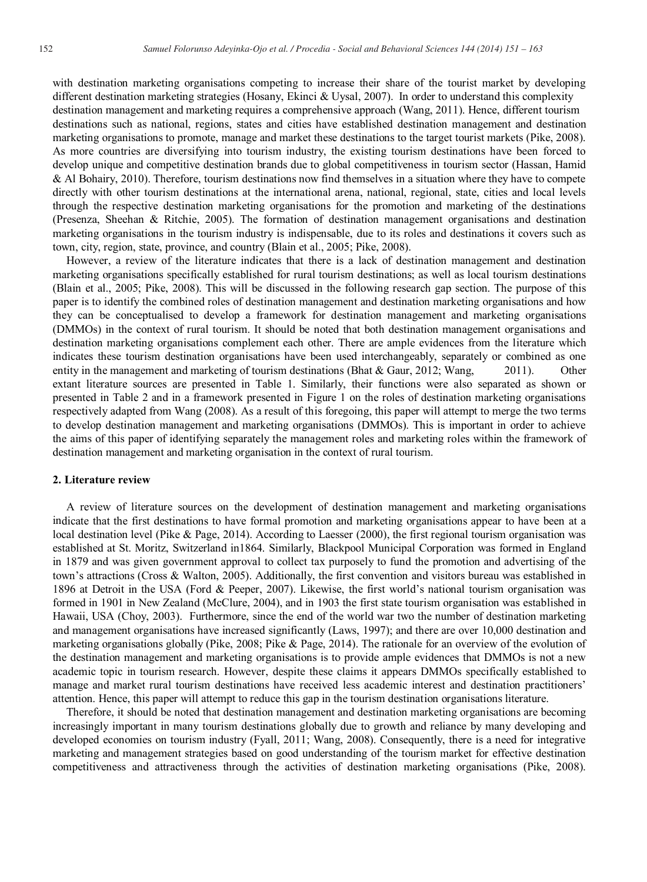with destination marketing organisations competing to increase their share of the tourist market by developing different destination marketing strategies (Hosany, Ekinci & Uysal, 2007). In order to understand this complexity destination management and marketing requires a comprehensive approach (Wang, 2011). Hence, different tourism destinations such as national, regions, states and cities have established destination management and destination marketing organisations to promote, manage and market these destinations to the target tourist markets (Pike, 2008). As more countries are diversifying into tourism industry, the existing tourism destinations have been forced to develop unique and competitive destination brands due to global competitiveness in tourism sector (Hassan, Hamid & Al Bohairy, 2010). Therefore, tourism destinations now find themselves in a situation where they have to compete directly with other tourism destinations at the international arena, national, regional, state, cities and local levels through the respective destination marketing organisations for the promotion and marketing of the destinations (Presenza, Sheehan & Ritchie, 2005). The formation of destination management organisations and destination marketing organisations in the tourism industry is indispensable, due to its roles and destinations it covers such as town, city, region, state, province, and country (Blain et al., 2005; Pike, 2008).

However, a review of the literature indicates that there is a lack of destination management and destination marketing organisations specifically established for rural tourism destinations; as well as local tourism destinations (Blain et al., 2005; Pike, 2008). This will be discussed in the following research gap section. The purpose of this paper is to identify the combined roles of destination management and destination marketing organisations and how they can be conceptualised to develop a framework for destination management and marketing organisations (DMMOs) in the context of rural tourism. It should be noted that both destination management organisations and destination marketing organisations complement each other. There are ample evidences from the literature which indicates these tourism destination organisations have been used interchangeably, separately or combined as one entity in the management and marketing of tourism destinations (Bhat & Gaur, 2012; Wang, 2011). Other extant literature sources are presented in Table 1. Similarly, their functions were also separated as shown or presented in Table 2 and in a framework presented in Figure 1 on the roles of destination marketing organisations respectively adapted from Wang (2008). As a result of this foregoing, this paper will attempt to merge the two terms to develop destination management and marketing organisations (DMMOs). This is important in order to achieve the aims of this paper of identifying separately the management roles and marketing roles within the framework of destination management and marketing organisation in the context of rural tourism.

## 2. Literature review

A review of literature sources on the development of destination management and marketing organisations indicate that the first destinations to have formal promotion and marketing organisations appear to have been at a local destination level (Pike & Page, 2014). According to Laesser (2000), the first regional tourism organisation was established at St. Moritz, Switzerland in1864. Similarly, Blackpool Municipal Corporation was formed in England in 1879 and was given government approval to collect tax purposely to fund the promotion and advertising of the town's attractions (Cross & Walton, 2005). Additionally, the first convention and visitors bureau was established in 1896 at Detroit in the USA (Ford & Peeper, 2007). Likewise, the first world's national tourism organisation was formed in 1901 in New Zealand (McClure, 2004), and in 1903 the first state tourism organisation was established in Hawaii, USA (Choy, 2003). Furthermore, since the end of the world war two the number of destination marketing and management organisations have increased significantly (Laws, 1997); and there are over 10,000 destination and marketing organisations globally (Pike, 2008; Pike & Page, 2014). The rationale for an overview of the evolution of the destination management and marketing organisations is to provide ample evidences that DMMOs is not a new academic topic in tourism research. However, despite these claims it appears DMMOs specifically established to manage and market rural tourism destinations have received less academic interest and destination practitioners' attention. Hence, this paper will attempt to reduce this gap in the tourism destination organisations literature.

Therefore, it should be noted that destination management and destination marketing organisations are becoming increasingly important in many tourism destinations globally due to growth and reliance by many developing and developed economies on tourism industry (Fyall, 2011; Wang, 2008). Consequently, there is a need for integrative marketing and management strategies based on good understanding of the tourism market for effective destination competitiveness and attractiveness through the activities of destination marketing organisations (Pike, 2008).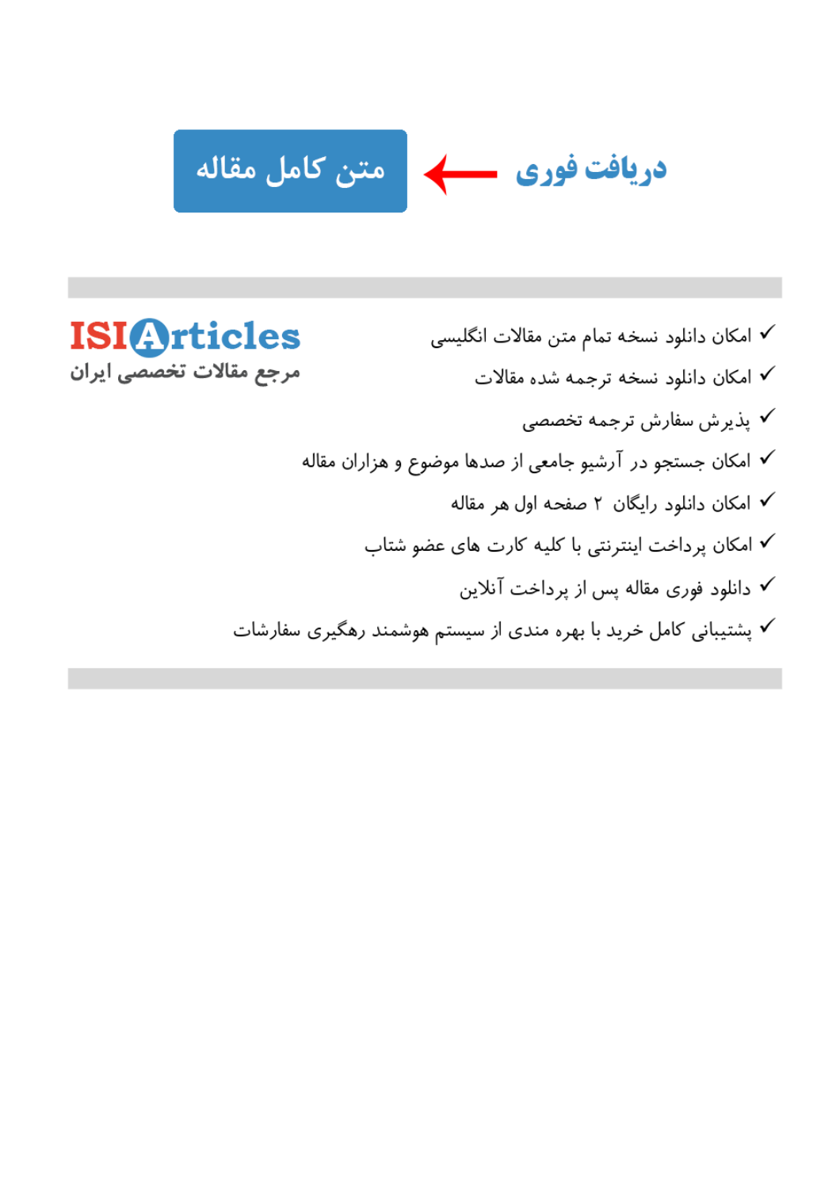دریافت فوری ← **متن کامل مقاله**

**ISIArticles**
مرجع مقالات تخصصی ایران

- ✓ امکان دانلود نسخه تمام متن مقالات انگلیسی
- ✓ امکان دانلود نسخه ترجمه شده مقالات
- ✓ پذیرش سفارش ترجمه تخصصی
- ✓ امکان جستجو در آرشیو جامعی از صدها موضوع و هزاران مقاله
- ✓ امکان دانلود رایگان ۲ صفحه اول هر مقاله
- ✓ امکان پرداخت اینترنتی با کلیه کارت های عضو شتاب
- ✓ دانلود فوری مقاله پس از پرداخت آنلاین
- ✓ پشتیبانی کامل خرید با بهره مندی از سیستم هوشمند رهگیری سفارشات